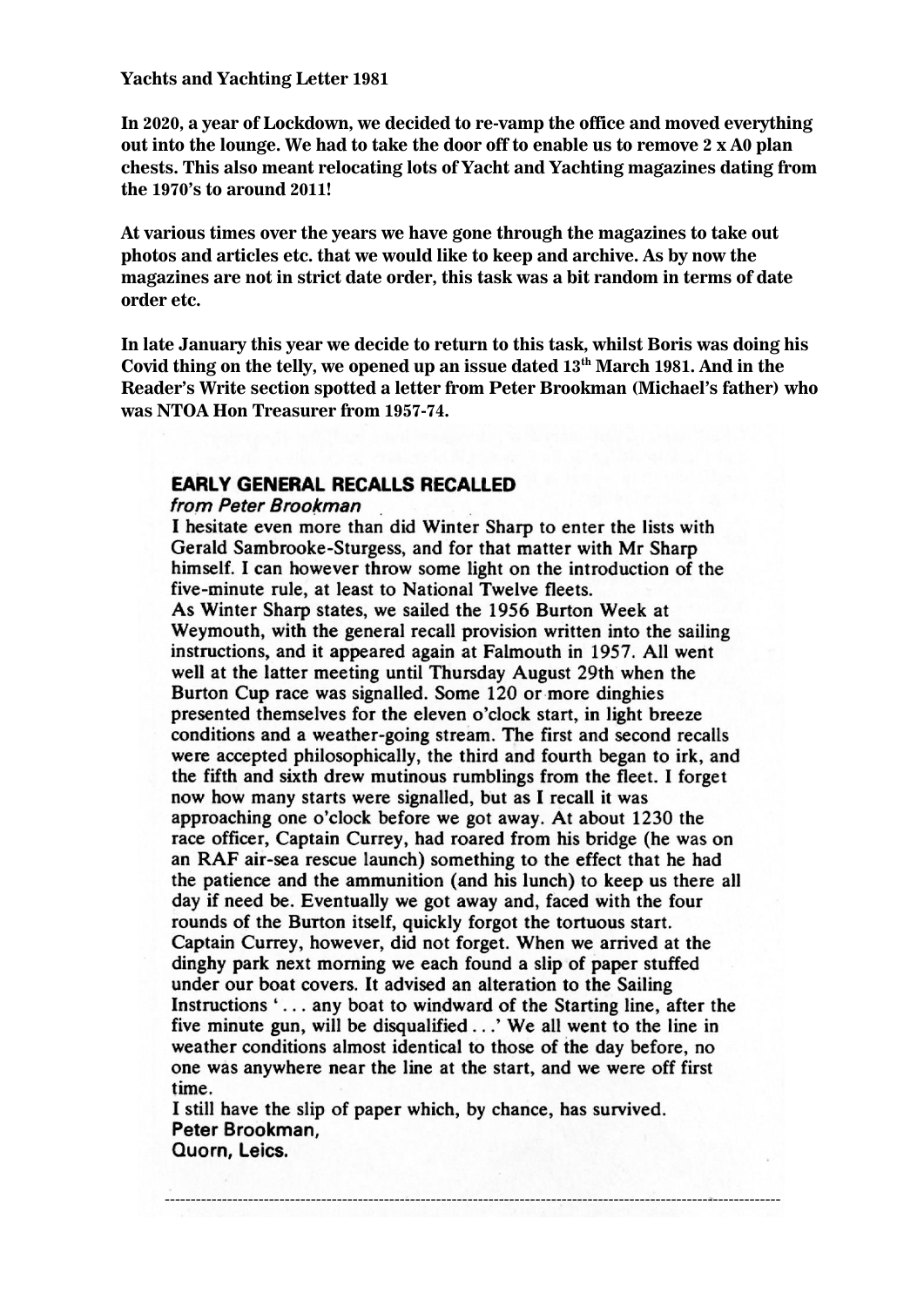**Yachts and Yachting Letter 1981**

**In 2020, a year of Lockdown, we decided to re-vamp the office and moved everything out into the lounge. We had to take the door off to enable us to remove 2 x A0 plan chests. This also meant relocating lots of Yacht and Yachting magazines dating from the 1970's to around 2011!**

**At various times over the years we have gone through the magazines to take out photos and articles etc. that we would like to keep and archive. As by now the magazines are not in strict date order, this task was a bit random in terms of date order etc.**

**In late January this year we decide to return to this task, whilst Boris was doing his Covid thing on the telly, we opened up an issue dated 13th March 1981. And in the Reader's Write section spotted a letter from Peter Brookman (Michael's father) who was NTOA Hon Treasurer from 1957-74.**

## EARLY GENERAL RECALLS RECALLED

*from Peter Brookman*

I hesitate even more than did Winter Sharp to enter the lists with Gerald Sambrooke-Sturgess, and for that matter with Mr Sharp himself. I can however throw some light on the introduction of the five-minute rule, at least to National Twelve fleets.

As Winter Sharp states, we sailed the 1956 Burton Week at Weymouth, with the general recall provision written into the sailing instructions, and it appeared again at Falmouth in 1957. All went well at the latter meeting until Thursday August 29th when the Burton Cup race was signalled. Some 120 or more dinghies presented themselves for the eleven o'clock start, in light breeze conditions and a weather-going stream. The first and second recalls were accepted philosophically, the third and fourth began to irk, and the fifth and sixth drew mutinous rumblings from the fleet. I forget now how many starts were signalled, but as I recall it was approaching one o'clock before we got away. At about 1230 the race officer, Captain Currey, had roared from his bridge (he was on an RAF air-sea rescue launch) something to the effect that he had the patience and the ammunition (and his lunch) to keep us there all day if need be. Eventually we got away and, faced with the four rounds of the Burton itself, quickly forgot the tortuous start.

Captain Currey, however, did not forget. When we arrived at the dinghy park next morning we each found a slip of paper stuffed under our boat covers. It advised an alteration to the Sailing Instructions '. . . any boat to windward of the Starting line, after the five minute gun, will be disqualified . . .' We all went to the line in weather conditions almost identical to those of the day before, no one was anywhere near the line at the start, and we were off first time.

I still have the slip of paper which, by chance, has survived.

**Peter Brookman,**
**Quorn, Leics.**

---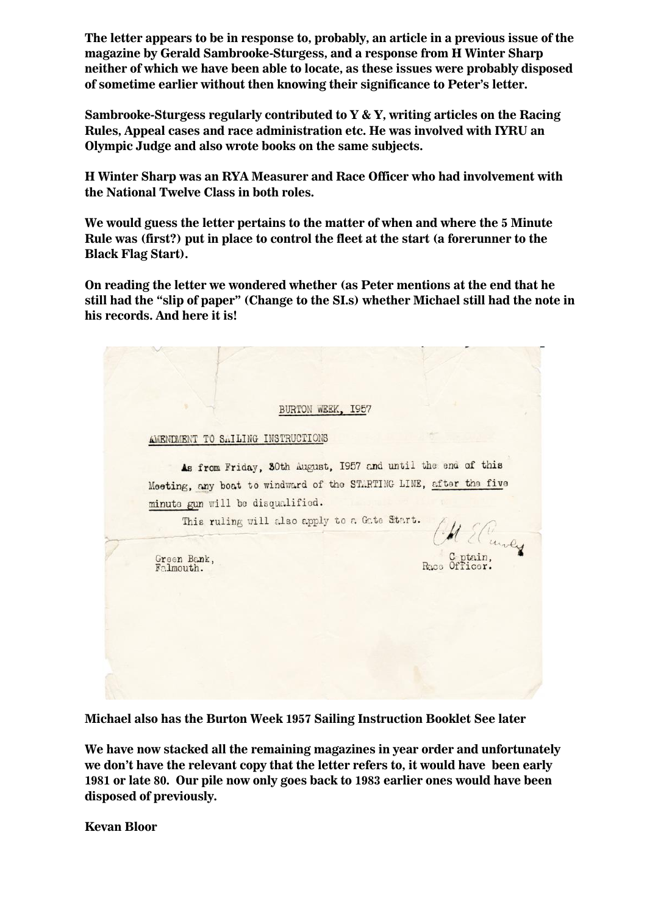**The letter appears to be in response to, probably, an article in a previous issue of the magazine by Gerald Sambrooke-Sturgess, and a response from H Winter Sharp neither of which we have been able to locate, as these issues were probably disposed of sometime earlier without then knowing their significance to Peter's letter.**

**Sambrooke-Sturgess regularly contributed to Y & Y, writing articles on the Racing Rules, Appeal cases and race administration etc. He was involved with IYRU an Olympic Judge and also wrote books on the same subjects.**

**H Winter Sharp was an RYA Measurer and Race Officer who had involvement with the National Twelve Class in both roles.**

**We would guess the letter pertains to the matter of when and where the 5 Minute Rule was (first?) put in place to control the fleet at the start (a forerunner to the Black Flag Start).**

**On reading the letter we wondered whether (as Peter mentions at the end that he still had the "slip of paper" (Change to the SI.s) whether Michael still had the note in his records. And here it is!**

BURTON WEEK, 1957

AMENDMENT TO SAILING INSTRUCTIONS

As from Friday, 30th August, 1957 and until the end of this Meeting, any boat to windward of the STARTING LINE, after the five minute gun will be disqualified.

This ruling will also apply to a Gate Start.

Green Bank,
Falmouth.

Captain,
Race Officer.

**Michael also has the Burton Week 1957 Sailing Instruction Booklet See later**

**We have now stacked all the remaining magazines in year order and unfortunately we don't have the relevant copy that the letter refers to, it would have been early 1981 or late 80. Our pile now only goes back to 1983 earlier ones would have been disposed of previously.**

**Kevan Bloor**